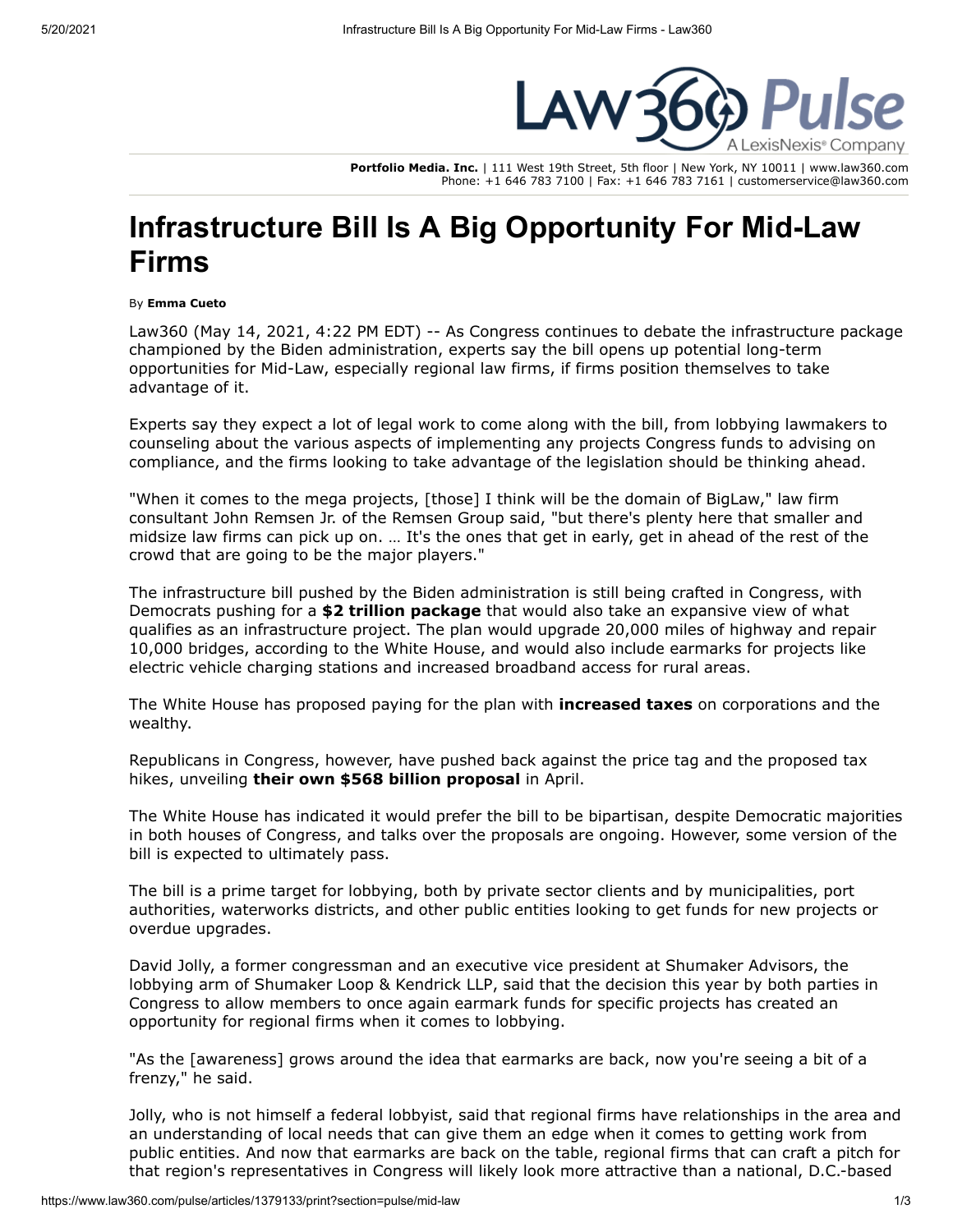Portfolio Media. Inc. | 111 West 19th Street, 5th floor | New York, NY 10011 | www.law360.com
Phone: +1 646 783 7100 | Fax: +1 646 783 7161 | customerservice@law360.com

# Infrastructure Bill Is A Big Opportunity For Mid-Law Firms

By **Emma Cueto**

Law360 (May 14, 2021, 4:22 PM EDT) -- As Congress continues to debate the infrastructure package championed by the Biden administration, experts say the bill opens up potential long-term opportunities for Mid-Law, especially regional law firms, if firms position themselves to take advantage of it.

Experts say they expect a lot of legal work to come along with the bill, from lobbying lawmakers to counseling about the various aspects of implementing any projects Congress funds to advising on compliance, and the firms looking to take advantage of the legislation should be thinking ahead.

"When it comes to the mega projects, [those] I think will be the domain of BigLaw," law firm consultant John Remsen Jr. of the Remsen Group said, "but there's plenty here that smaller and midsize law firms can pick up on. … It's the ones that get in early, get in ahead of the rest of the crowd that are going to be the major players."

The infrastructure bill pushed by the Biden administration is still being crafted in Congress, with Democrats pushing for a **$2 trillion package** that would also take an expansive view of what qualifies as an infrastructure project. The plan would upgrade 20,000 miles of highway and repair 10,000 bridges, according to the White House, and would also include earmarks for projects like electric vehicle charging stations and increased broadband access for rural areas.

The White House has proposed paying for the plan with **increased taxes** on corporations and the wealthy.

Republicans in Congress, however, have pushed back against the price tag and the proposed tax hikes, unveiling **their own $568 billion proposal** in April.

The White House has indicated it would prefer the bill to be bipartisan, despite Democratic majorities in both houses of Congress, and talks over the proposals are ongoing. However, some version of the bill is expected to ultimately pass.

The bill is a prime target for lobbying, both by private sector clients and by municipalities, port authorities, waterworks districts, and other public entities looking to get funds for new projects or overdue upgrades.

David Jolly, a former congressman and an executive vice president at Shumaker Advisors, the lobbying arm of Shumaker Loop & Kendrick LLP, said that the decision this year by both parties in Congress to allow members to once again earmark funds for specific projects has created an opportunity for regional firms when it comes to lobbying.

"As the [awareness] grows around the idea that earmarks are back, now you're seeing a bit of a frenzy," he said.

Jolly, who is not himself a federal lobbyist, said that regional firms have relationships in the area and an understanding of local needs that can give them an edge when it comes to getting work from public entities. And now that earmarks are back on the table, regional firms that can craft a pitch for that region's representatives in Congress will likely look more attractive than a national, D.C.-based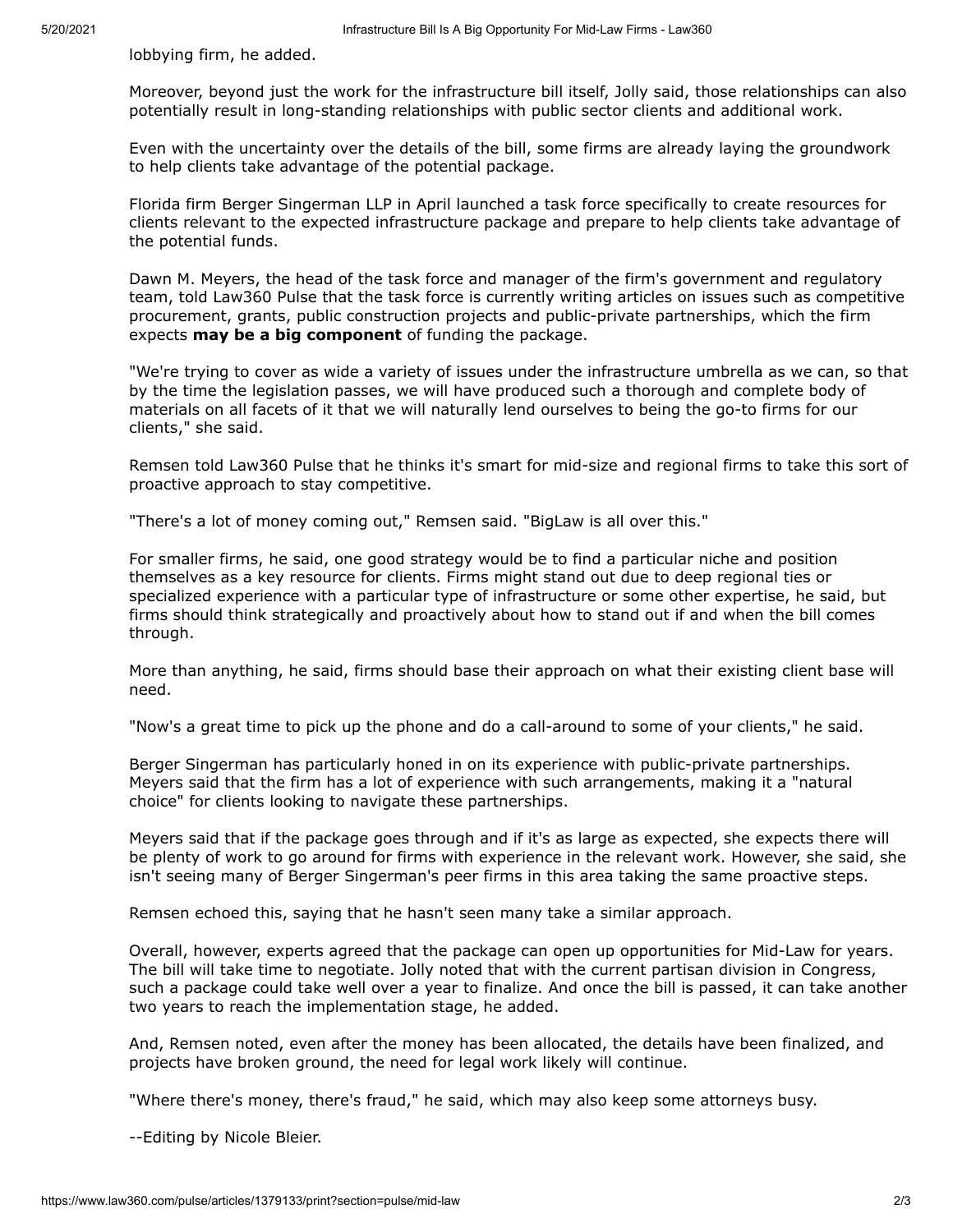lobbying firm, he added.

Moreover, beyond just the work for the infrastructure bill itself, Jolly said, those relationships can also potentially result in long-standing relationships with public sector clients and additional work.

Even with the uncertainty over the details of the bill, some firms are already laying the groundwork to help clients take advantage of the potential package.

Florida firm Berger Singerman LLP in April launched a task force specifically to create resources for clients relevant to the expected infrastructure package and prepare to help clients take advantage of the potential funds.

Dawn M. Meyers, the head of the task force and manager of the firm's government and regulatory team, told Law360 Pulse that the task force is currently writing articles on issues such as competitive procurement, grants, public construction projects and public-private partnerships, which the firm expects **may be a big component** of funding the package.

"We're trying to cover as wide a variety of issues under the infrastructure umbrella as we can, so that by the time the legislation passes, we will have produced such a thorough and complete body of materials on all facets of it that we will naturally lend ourselves to being the go-to firms for our clients," she said.

Remsen told Law360 Pulse that he thinks it's smart for mid-size and regional firms to take this sort of proactive approach to stay competitive.

"There's a lot of money coming out," Remsen said. "BigLaw is all over this."

For smaller firms, he said, one good strategy would be to find a particular niche and position themselves as a key resource for clients. Firms might stand out due to deep regional ties or specialized experience with a particular type of infrastructure or some other expertise, he said, but firms should think strategically and proactively about how to stand out if and when the bill comes through.

More than anything, he said, firms should base their approach on what their existing client base will need.

"Now's a great time to pick up the phone and do a call-around to some of your clients," he said.

Berger Singerman has particularly honed in on its experience with public-private partnerships. Meyers said that the firm has a lot of experience with such arrangements, making it a "natural choice" for clients looking to navigate these partnerships.

Meyers said that if the package goes through and if it's as large as expected, she expects there will be plenty of work to go around for firms with experience in the relevant work. However, she said, she isn't seeing many of Berger Singerman's peer firms in this area taking the same proactive steps.

Remsen echoed this, saying that he hasn't seen many take a similar approach.

Overall, however, experts agreed that the package can open up opportunities for Mid-Law for years. The bill will take time to negotiate. Jolly noted that with the current partisan division in Congress, such a package could take well over a year to finalize. And once the bill is passed, it can take another two years to reach the implementation stage, he added.

And, Remsen noted, even after the money has been allocated, the details have been finalized, and projects have broken ground, the need for legal work likely will continue.

"Where there's money, there's fraud," he said, which may also keep some attorneys busy.

--Editing by Nicole Bleier.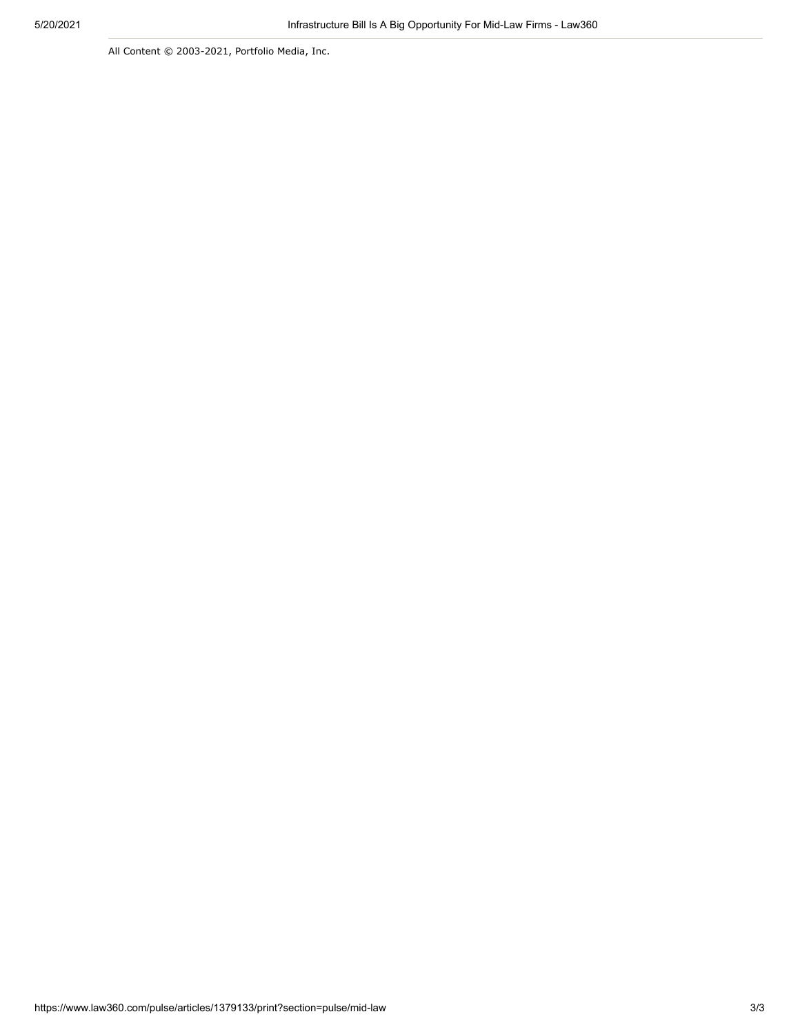All Content © 2003-2021, Portfolio Media, Inc.